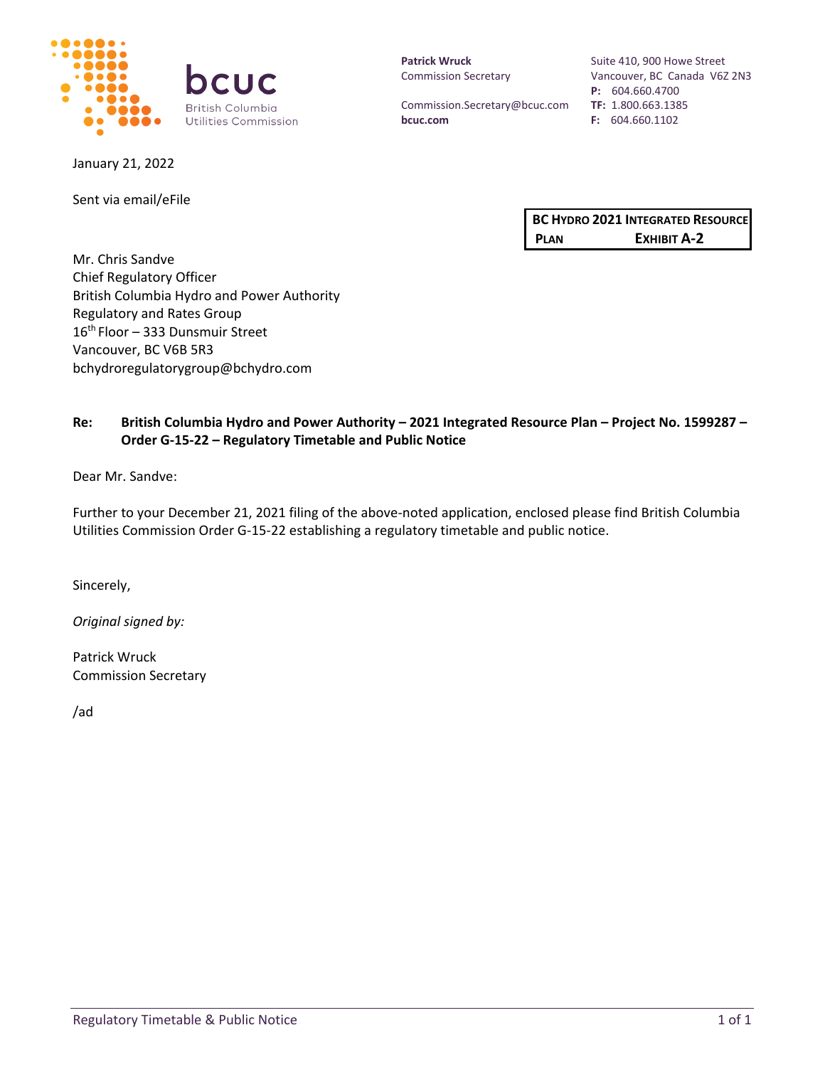bcuc
British Columbia
Utilities Commission

**Patrick Wruck**
Commission Secretary

Commission.Secretary@bcuc.com
**bcuc.com**

Suite 410, 900 Howe Street
Vancouver, BC Canada V6Z 2N3
**P:** 604.660.4700
**TF:** 1.800.663.1385
**F:** 604.660.1102

January 21, 2022

Sent via email/eFile

| **BC HYDRO 2021 INTEGRATED RESOURCE PLAN** | **EXHIBIT A-2** |
|---|---|

Mr. Chris Sandve
Chief Regulatory Officer
British Columbia Hydro and Power Authority
Regulatory and Rates Group
16th Floor – 333 Dunsmuir Street
Vancouver, BC V6B 5R3
bchydroregulatorygroup@bchydro.com

**Re: British Columbia Hydro and Power Authority – 2021 Integrated Resource Plan – Project No. 1599287 – Order G-15-22 – Regulatory Timetable and Public Notice**

Dear Mr. Sandve:

Further to your December 21, 2021 filing of the above-noted application, enclosed please find British Columbia Utilities Commission Order G-15-22 establishing a regulatory timetable and public notice.

Sincerely,

*Original signed by:*

Patrick Wruck
Commission Secretary

/ad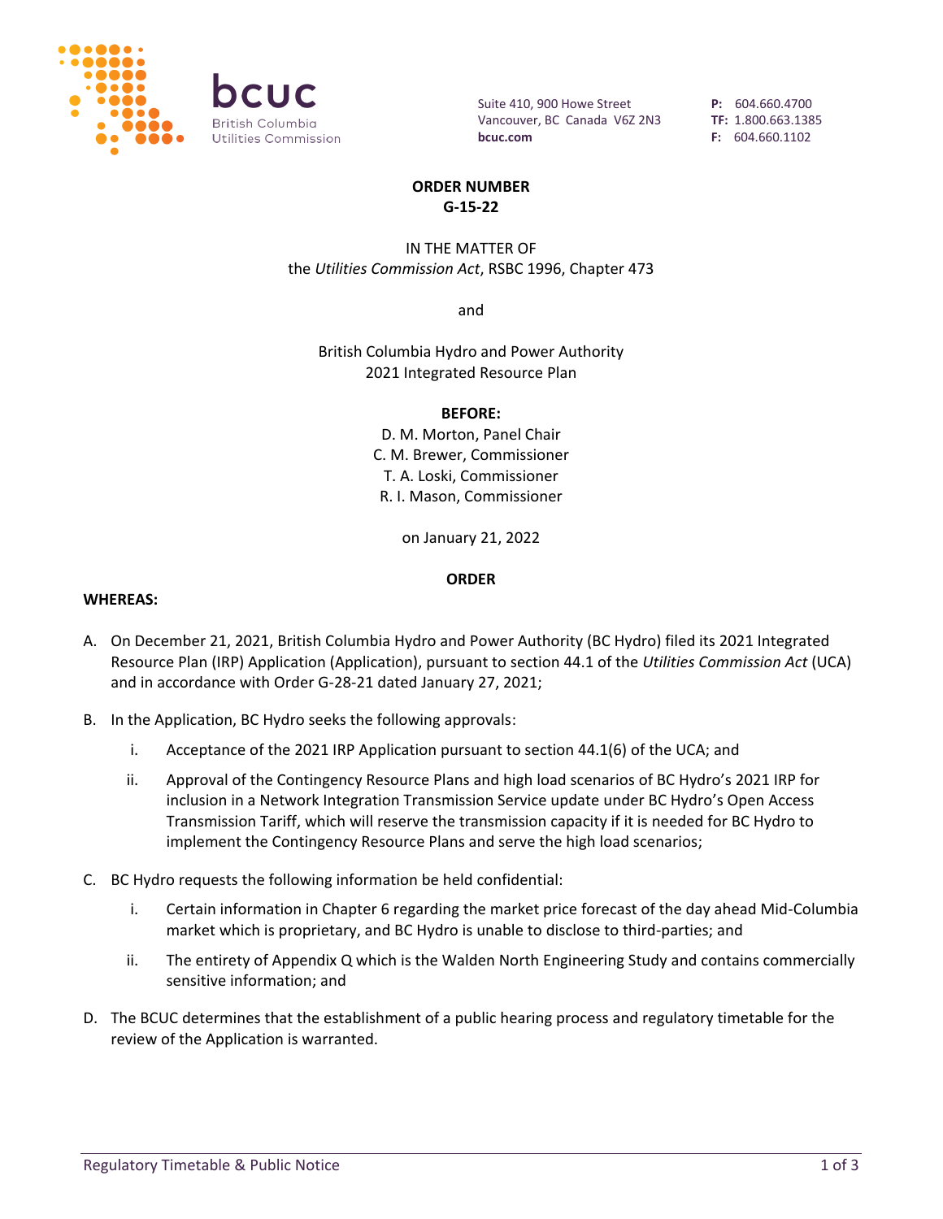**ORDER NUMBER**
**G-15-22**

IN THE MATTER OF
the *Utilities Commission Act*, RSBC 1996, Chapter 473

and

British Columbia Hydro and Power Authority
2021 Integrated Resource Plan

**BEFORE:**
D. M. Morton, Panel Chair
C. M. Brewer, Commissioner
T. A. Loski, Commissioner
R. I. Mason, Commissioner

on January 21, 2022

**ORDER**

**WHEREAS:**

A. On December 21, 2021, British Columbia Hydro and Power Authority (BC Hydro) filed its 2021 Integrated Resource Plan (IRP) Application (Application), pursuant to section 44.1 of the *Utilities Commission Act* (UCA) and in accordance with Order G-28-21 dated January 27, 2021;

B. In the Application, BC Hydro seeks the following approvals:

   i. Acceptance of the 2021 IRP Application pursuant to section 44.1(6) of the UCA; and

   ii. Approval of the Contingency Resource Plans and high load scenarios of BC Hydro's 2021 IRP for inclusion in a Network Integration Transmission Service update under BC Hydro's Open Access Transmission Tariff, which will reserve the transmission capacity if it is needed for BC Hydro to implement the Contingency Resource Plans and serve the high load scenarios;

C. BC Hydro requests the following information be held confidential:

   i. Certain information in Chapter 6 regarding the market price forecast of the day ahead Mid-Columbia market which is proprietary, and BC Hydro is unable to disclose to third-parties; and

   ii. The entirety of Appendix Q which is the Walden North Engineering Study and contains commercially sensitive information; and

D. The BCUC determines that the establishment of a public hearing process and regulatory timetable for the review of the Application is warranted.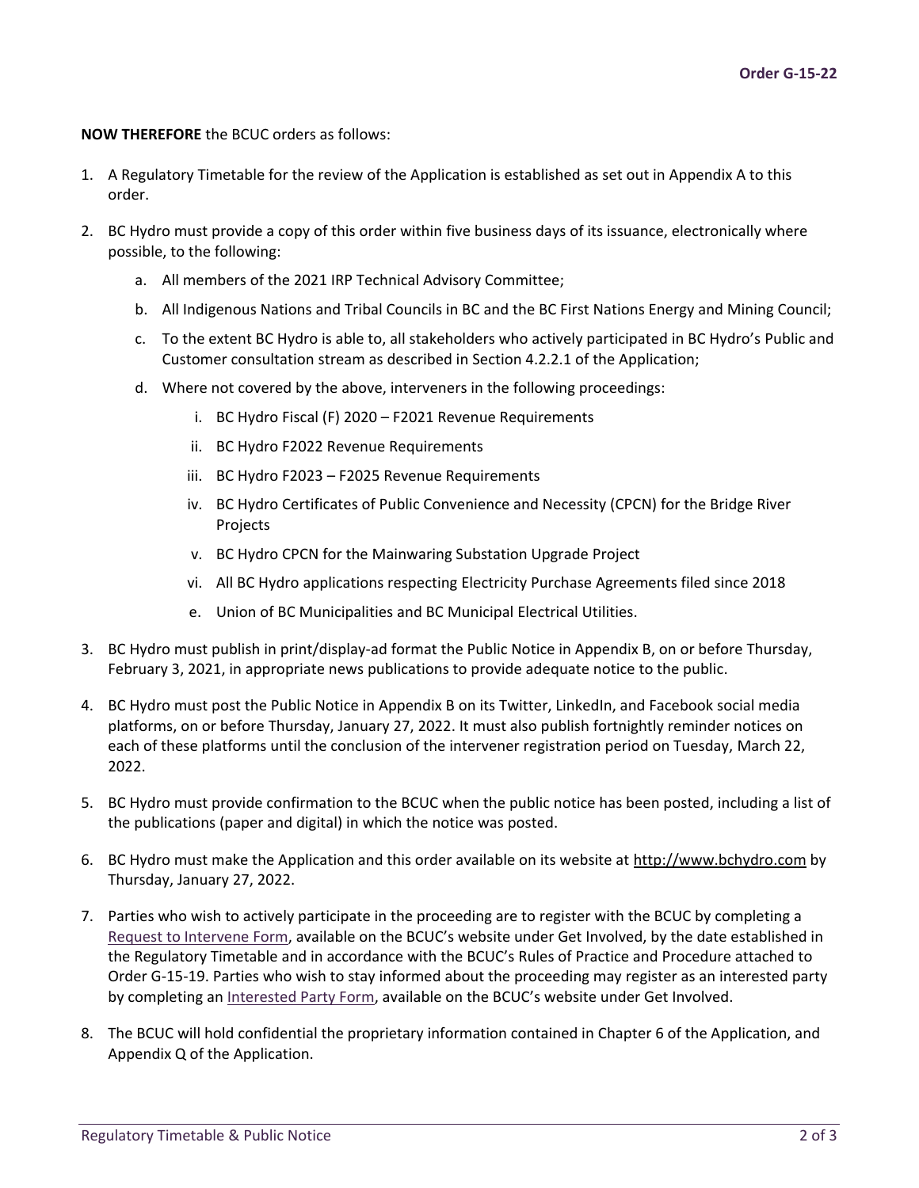**NOW THEREFORE** the BCUC orders as follows:

1. A Regulatory Timetable for the review of the Application is established as set out in Appendix A to this order.

2. BC Hydro must provide a copy of this order within five business days of its issuance, electronically where possible, to the following:

    a. All members of the 2021 IRP Technical Advisory Committee;

    b. All Indigenous Nations and Tribal Councils in BC and the BC First Nations Energy and Mining Council;

    c. To the extent BC Hydro is able to, all stakeholders who actively participated in BC Hydro's Public and Customer consultation stream as described in Section 4.2.2.1 of the Application;

    d. Where not covered by the above, interveners in the following proceedings:

        i. BC Hydro Fiscal (F) 2020 – F2021 Revenue Requirements

        ii. BC Hydro F2022 Revenue Requirements

        iii. BC Hydro F2023 – F2025 Revenue Requirements

        iv. BC Hydro Certificates of Public Convenience and Necessity (CPCN) for the Bridge River Projects

        v. BC Hydro CPCN for the Mainwaring Substation Upgrade Project

        vi. All BC Hydro applications respecting Electricity Purchase Agreements filed since 2018

    e. Union of BC Municipalities and BC Municipal Electrical Utilities.

3. BC Hydro must publish in print/display-ad format the Public Notice in Appendix B, on or before Thursday, February 3, 2021, in appropriate news publications to provide adequate notice to the public.

4. BC Hydro must post the Public Notice in Appendix B on its Twitter, LinkedIn, and Facebook social media platforms, on or before Thursday, January 27, 2022. It must also publish fortnightly reminder notices on each of these platforms until the conclusion of the intervener registration period on Tuesday, March 22, 2022.

5. BC Hydro must provide confirmation to the BCUC when the public notice has been posted, including a list of the publications (paper and digital) in which the notice was posted.

6. BC Hydro must make the Application and this order available on its website at http://www.bchydro.com by Thursday, January 27, 2022.

7. Parties who wish to actively participate in the proceeding are to register with the BCUC by completing a Request to Intervene Form, available on the BCUC's website under Get Involved, by the date established in the Regulatory Timetable and in accordance with the BCUC's Rules of Practice and Procedure attached to Order G-15-19. Parties who wish to stay informed about the proceeding may register as an interested party by completing an Interested Party Form, available on the BCUC's website under Get Involved.

8. The BCUC will hold confidential the proprietary information contained in Chapter 6 of the Application, and Appendix Q of the Application.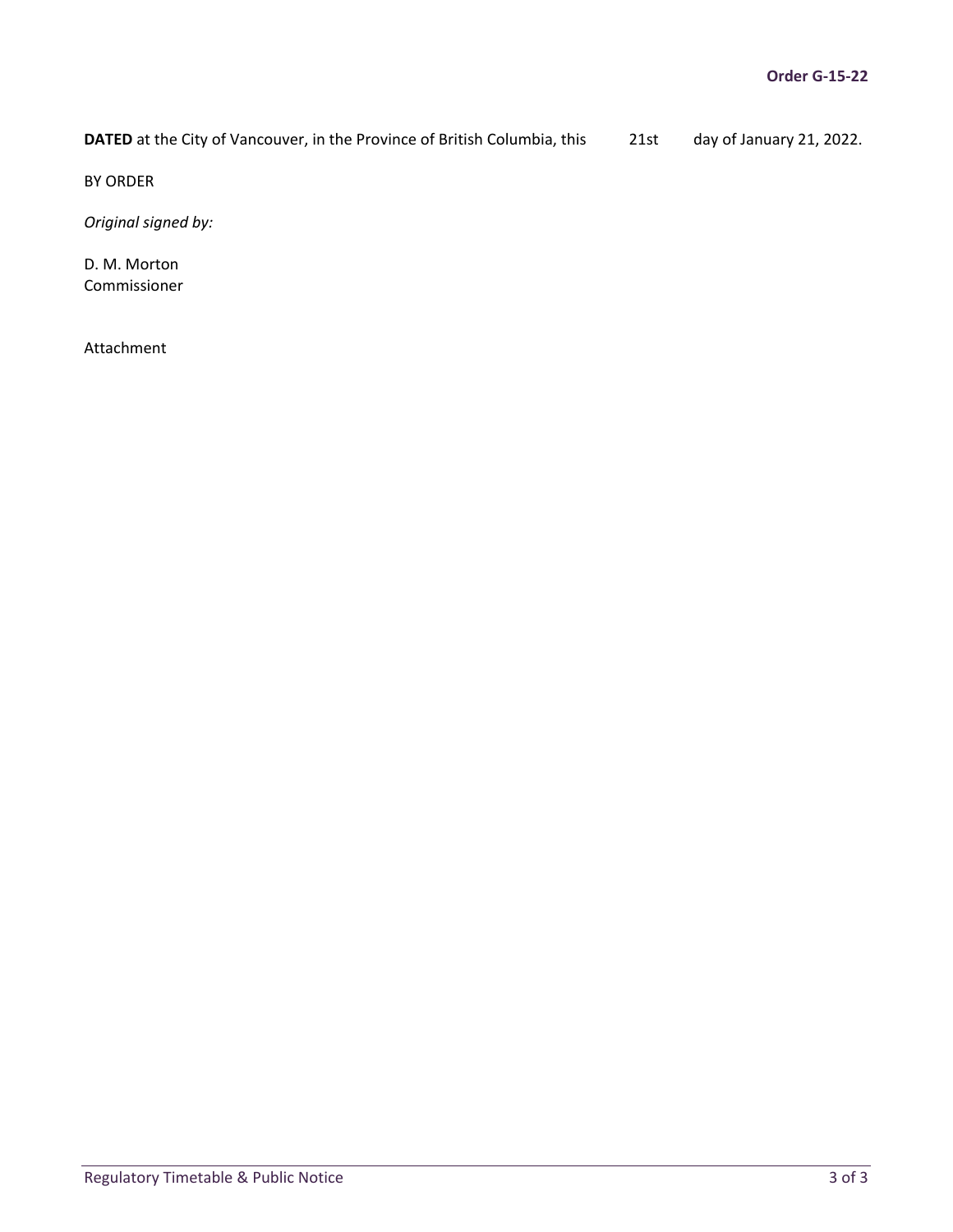**DATED** at the City of Vancouver, in the Province of British Columbia, this 21st day of January 21, 2022.

BY ORDER

*Original signed by:*

D. M. Morton
Commissioner

Attachment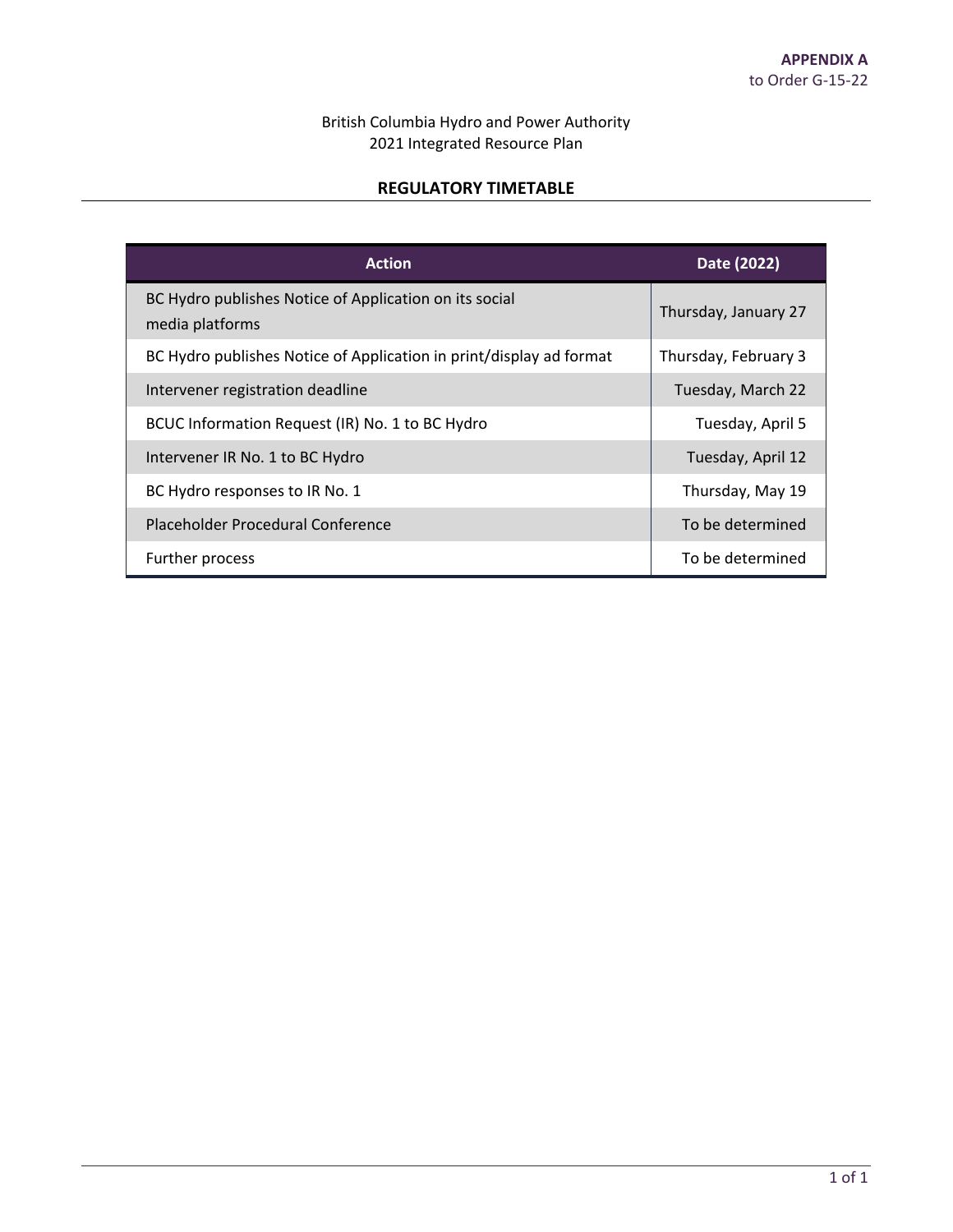**APPENDIX A**
to Order G-15-22

British Columbia Hydro and Power Authority
2021 Integrated Resource Plan

## REGULATORY TIMETABLE

| Action | Date (2022) |
|---|---|
| BC Hydro publishes Notice of Application on its social media platforms | Thursday, January 27 |
| BC Hydro publishes Notice of Application in print/display ad format | Thursday, February 3 |
| Intervener registration deadline | Tuesday, March 22 |
| BCUC Information Request (IR) No. 1 to BC Hydro | Tuesday, April 5 |
| Intervener IR No. 1 to BC Hydro | Tuesday, April 12 |
| BC Hydro responses to IR No. 1 | Thursday, May 19 |
| Placeholder Procedural Conference | To be determined |
| Further process | To be determined |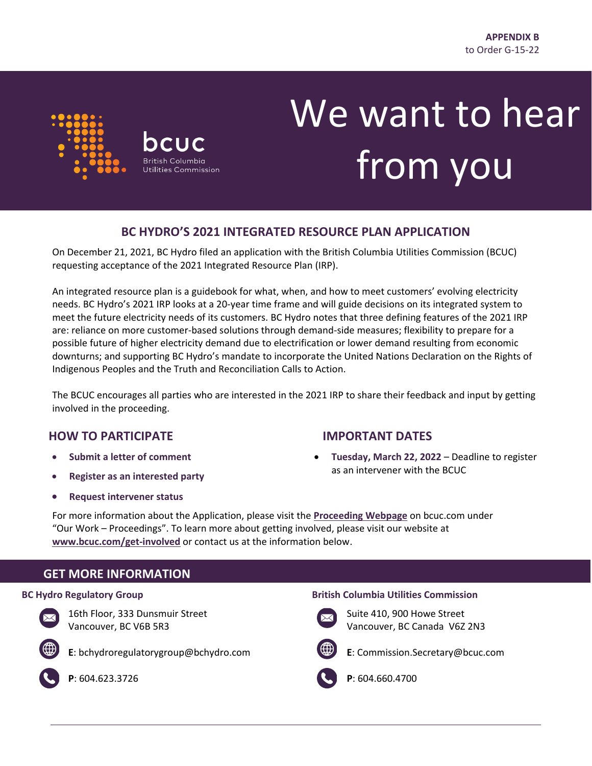**APPENDIX B**
to Order G-15-22

bcuc
British Columbia
Utilities Commission

# We want to hear from you

## BC HYDRO'S 2021 INTEGRATED RESOURCE PLAN APPLICATION

On December 21, 2021, BC Hydro filed an application with the British Columbia Utilities Commission (BCUC) requesting acceptance of the 2021 Integrated Resource Plan (IRP).

An integrated resource plan is a guidebook for what, when, and how to meet customers' evolving electricity needs. BC Hydro's 2021 IRP looks at a 20-year time frame and will guide decisions on its integrated system to meet the future electricity needs of its customers. BC Hydro notes that three defining features of the 2021 IRP are: reliance on more customer-based solutions through demand-side measures; flexibility to prepare for a possible future of higher electricity demand due to electrification or lower demand resulting from economic downturns; and supporting BC Hydro's mandate to incorporate the United Nations Declaration on the Rights of Indigenous Peoples and the Truth and Reconciliation Calls to Action.

The BCUC encourages all parties who are interested in the 2021 IRP to share their feedback and input by getting involved in the proceeding.

### HOW TO PARTICIPATE

- **Submit a letter of comment**
- **Register as an interested party**
- **Request intervener status**

### IMPORTANT DATES

- **Tuesday, March 22, 2022** – Deadline to register as an intervener with the BCUC

For more information about the Application, please visit the **Proceeding Webpage** on bcuc.com under "Our Work – Proceedings". To learn more about getting involved, please visit our website at **www.bcuc.com/get-involved** or contact us at the information below.

## GET MORE INFORMATION

**BC Hydro Regulatory Group**

16th Floor, 333 Dunsmuir Street
Vancouver, BC V6B 5R3

**E**: bchydroregulatorygroup@bchydro.com

**P**: 604.623.3726

**British Columbia Utilities Commission**

Suite 410, 900 Howe Street
Vancouver, BC Canada V6Z 2N3

**E**: Commission.Secretary@bcuc.com

**P**: 604.660.4700